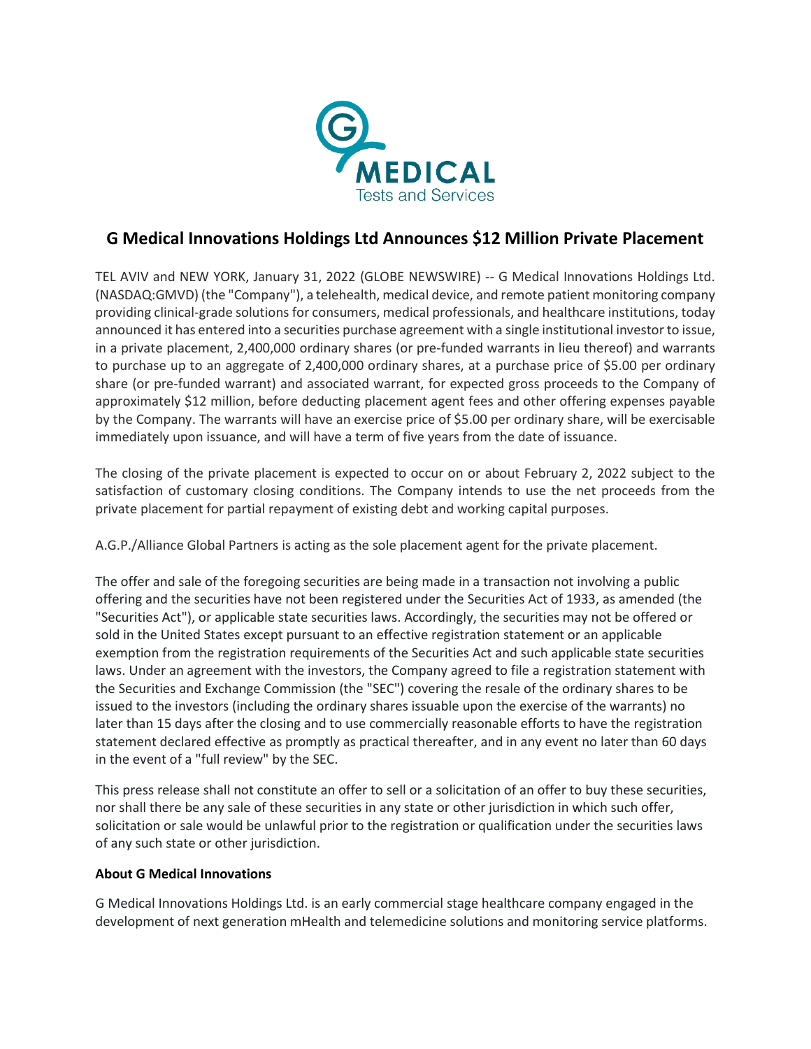# G Medical Innovations Holdings Ltd Announces $12 Million Private Placement

TEL AVIV and NEW YORK, January 31, 2022 (GLOBE NEWSWIRE) -- G Medical Innovations Holdings Ltd. (NASDAQ:GMVD) (the "Company"), a telehealth, medical device, and remote patient monitoring company providing clinical-grade solutions for consumers, medical professionals, and healthcare institutions, today announced it has entered into a securities purchase agreement with a single institutional investor to issue, in a private placement, 2,400,000 ordinary shares (or pre-funded warrants in lieu thereof) and warrants to purchase up to an aggregate of 2,400,000 ordinary shares, at a purchase price of $5.00 per ordinary share (or pre-funded warrant) and associated warrant, for expected gross proceeds to the Company of approximately $12 million, before deducting placement agent fees and other offering expenses payable by the Company. The warrants will have an exercise price of $5.00 per ordinary share, will be exercisable immediately upon issuance, and will have a term of five years from the date of issuance.

The closing of the private placement is expected to occur on or about February 2, 2022 subject to the satisfaction of customary closing conditions. The Company intends to use the net proceeds from the private placement for partial repayment of existing debt and working capital purposes.

A.G.P./Alliance Global Partners is acting as the sole placement agent for the private placement.

The offer and sale of the foregoing securities are being made in a transaction not involving a public offering and the securities have not been registered under the Securities Act of 1933, as amended (the "Securities Act"), or applicable state securities laws. Accordingly, the securities may not be offered or sold in the United States except pursuant to an effective registration statement or an applicable exemption from the registration requirements of the Securities Act and such applicable state securities laws. Under an agreement with the investors, the Company agreed to file a registration statement with the Securities and Exchange Commission (the "SEC") covering the resale of the ordinary shares to be issued to the investors (including the ordinary shares issuable upon the exercise of the warrants) no later than 15 days after the closing and to use commercially reasonable efforts to have the registration statement declared effective as promptly as practical thereafter, and in any event no later than 60 days in the event of a "full review" by the SEC.

This press release shall not constitute an offer to sell or a solicitation of an offer to buy these securities, nor shall there be any sale of these securities in any state or other jurisdiction in which such offer, solicitation or sale would be unlawful prior to the registration or qualification under the securities laws of any such state or other jurisdiction.

**About G Medical Innovations**

G Medical Innovations Holdings Ltd. is an early commercial stage healthcare company engaged in the development of next generation mHealth and telemedicine solutions and monitoring service platforms.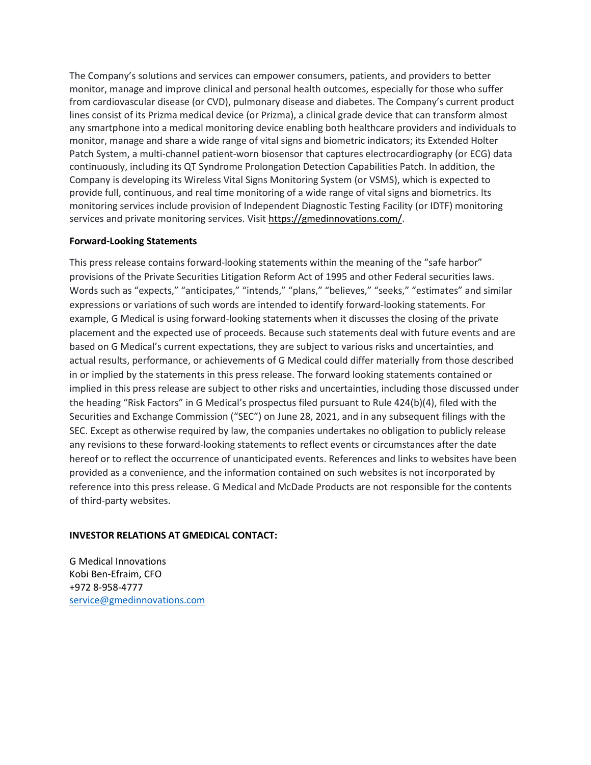The Company's solutions and services can empower consumers, patients, and providers to better monitor, manage and improve clinical and personal health outcomes, especially for those who suffer from cardiovascular disease (or CVD), pulmonary disease and diabetes. The Company's current product lines consist of its Prizma medical device (or Prizma), a clinical grade device that can transform almost any smartphone into a medical monitoring device enabling both healthcare providers and individuals to monitor, manage and share a wide range of vital signs and biometric indicators; its Extended Holter Patch System, a multi-channel patient-worn biosensor that captures electrocardiography (or ECG) data continuously, including its QT Syndrome Prolongation Detection Capabilities Patch. In addition, the Company is developing its Wireless Vital Signs Monitoring System (or VSMS), which is expected to provide full, continuous, and real time monitoring of a wide range of vital signs and biometrics. Its monitoring services include provision of Independent Diagnostic Testing Facility (or IDTF) monitoring services and private monitoring services. Visit https://gmedinnovations.com/.

**Forward-Looking Statements**

This press release contains forward-looking statements within the meaning of the "safe harbor" provisions of the Private Securities Litigation Reform Act of 1995 and other Federal securities laws. Words such as "expects," "anticipates," "intends," "plans," "believes," "seeks," "estimates" and similar expressions or variations of such words are intended to identify forward-looking statements. For example, G Medical is using forward-looking statements when it discusses the closing of the private placement and the expected use of proceeds. Because such statements deal with future events and are based on G Medical's current expectations, they are subject to various risks and uncertainties, and actual results, performance, or achievements of G Medical could differ materially from those described in or implied by the statements in this press release. The forward looking statements contained or implied in this press release are subject to other risks and uncertainties, including those discussed under the heading "Risk Factors" in G Medical's prospectus filed pursuant to Rule 424(b)(4), filed with the Securities and Exchange Commission ("SEC") on June 28, 2021, and in any subsequent filings with the SEC. Except as otherwise required by law, the companies undertakes no obligation to publicly release any revisions to these forward-looking statements to reflect events or circumstances after the date hereof or to reflect the occurrence of unanticipated events. References and links to websites have been provided as a convenience, and the information contained on such websites is not incorporated by reference into this press release. G Medical and McDade Products are not responsible for the contents of third-party websites.

**INVESTOR RELATIONS AT GMEDICAL CONTACT:**

G Medical Innovations
Kobi Ben-Efraim, CFO
+972 8-958-4777
service@gmedinnovations.com